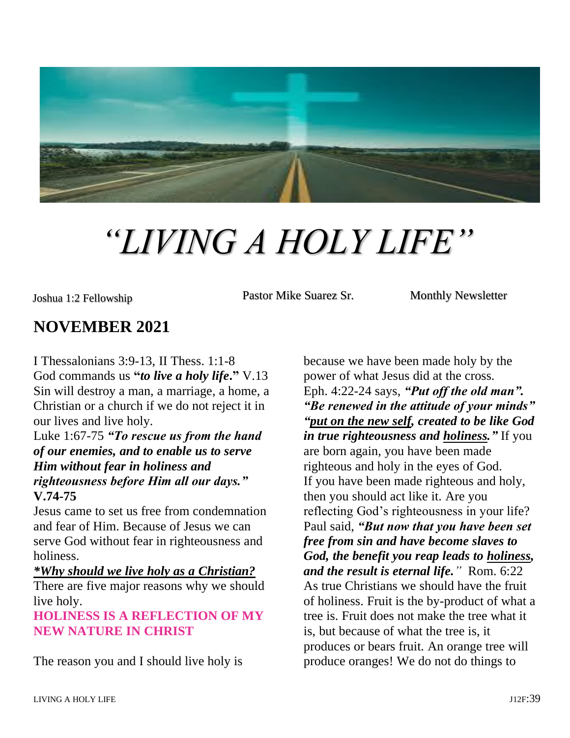// "LIVING A HOLY LIFE" newsletter, November 2021: title, bylines, then the two-column body merged into single-column reading order.
# *"LIVING A HOLY LIFE"*

Joshua 1:2 Fellowship | Pastor Mike Suarez Sr. | Monthly Newsletter

## NOVEMBER 2021

I Thessalonians 3:9-13, II Thess. 1:1-8
God commands us **"*to live a holy life*."** V.13 Sin will destroy a man, a marriage, a home, a Christian or a church if we do not reject it in our lives and live holy.

Luke 1:67-75 ***"To rescue us from the hand of our enemies, and to enable us to serve Him without fear in holiness and righteousness before Him all our days."*** **V.74-75**

Jesus came to set us free from condemnation and fear of Him. Because of Jesus we can serve God without fear in righteousness and holiness.

***\*Why should we live holy as a Christian?***

There are five major reasons why we should live holy.

**HOLINESS IS A REFLECTION OF MY NEW NATURE IN CHRIST**

The reason you and I should live holy is because we have been made holy by the power of what Jesus did at the cross. Eph. 4:22-24 says, ***"Put off the old man". "Be renewed in the attitude of your minds" "put on the new self, created to be like God in true righteousness and holiness."*** If you are born again, you have been made righteous and holy in the eyes of God. If you have been made righteous and holy, then you should act like it. Are you reflecting God's righteousness in your life? Paul said, ***"But now that you have been set free from sin and have become slaves to God, the benefit you reap leads to holiness, and the result is eternal life."*** Rom. 6:22 As true Christians we should have the fruit of holiness. Fruit is the by-product of what a tree is. Fruit does not make the tree what it is, but because of what the tree is, it produces or bears fruit. An orange tree will produce oranges! We do not do things to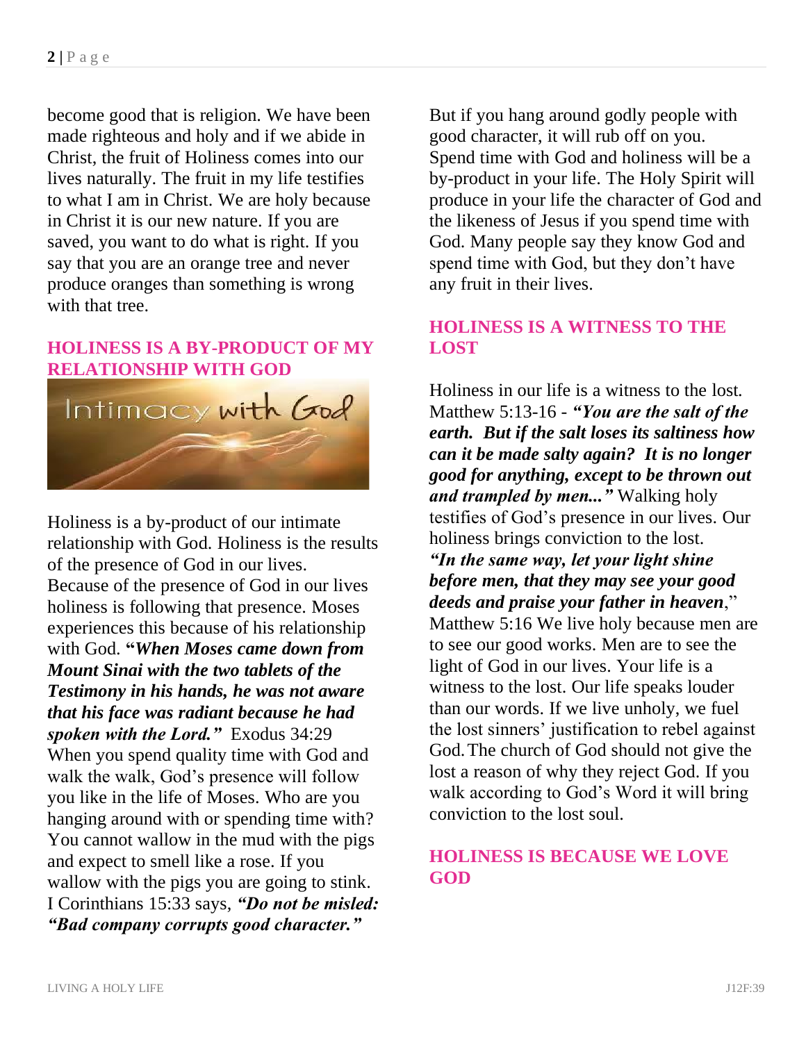become good that is religion. We have been made righteous and holy and if we abide in Christ, the fruit of Holiness comes into our lives naturally. The fruit in my life testifies to what I am in Christ. We are holy because in Christ it is our new nature. If you are saved, you want to do what is right. If you say that you are an orange tree and never produce oranges than something is wrong with that tree.

## HOLINESS IS A BY-PRODUCT OF MY RELATIONSHIP WITH GOD

Holiness is a by-product of our intimate relationship with God. Holiness is the results of the presence of God in our lives. Because of the presence of God in our lives holiness is following that presence. Moses experiences this because of his relationship with God. ***"When Moses came down from Mount Sinai with the two tablets of the Testimony in his hands, he was not aware that his face was radiant because he had spoken with the Lord."*** Exodus 34:29 When you spend quality time with God and walk the walk, God's presence will follow you like in the life of Moses. Who are you hanging around with or spending time with? You cannot wallow in the mud with the pigs and expect to smell like a rose. If you wallow with the pigs you are going to stink. I Corinthians 15:33 says, ***"Do not be misled: "Bad company corrupts good character."*** But if you hang around godly people with good character, it will rub off on you. Spend time with God and holiness will be a by-product in your life. The Holy Spirit will produce in your life the character of God and the likeness of Jesus if you spend time with God. Many people say they know God and spend time with God, but they don't have any fruit in their lives.

## HOLINESS IS A WITNESS TO THE LOST

Holiness in our life is a witness to the lost. Matthew 5:13-16 - ***"You are the salt of the earth. But if the salt loses its saltiness how can it be made salty again? It is no longer good for anything, except to be thrown out and trampled by men..."*** Walking holy testifies of God's presence in our lives. Our holiness brings conviction to the lost. ***"In the same way, let your light shine before men, that they may see your good deeds and praise your father in heaven***," Matthew 5:16 We live holy because men are to see our good works. Men are to see the light of God in our lives. Your life is a witness to the lost. Our life speaks louder than our words. If we live unholy, we fuel the lost sinners' justification to rebel against God. The church of God should not give the lost a reason of why they reject God. If you walk according to God's Word it will bring conviction to the lost soul.

## HOLINESS IS BECAUSE WE LOVE GOD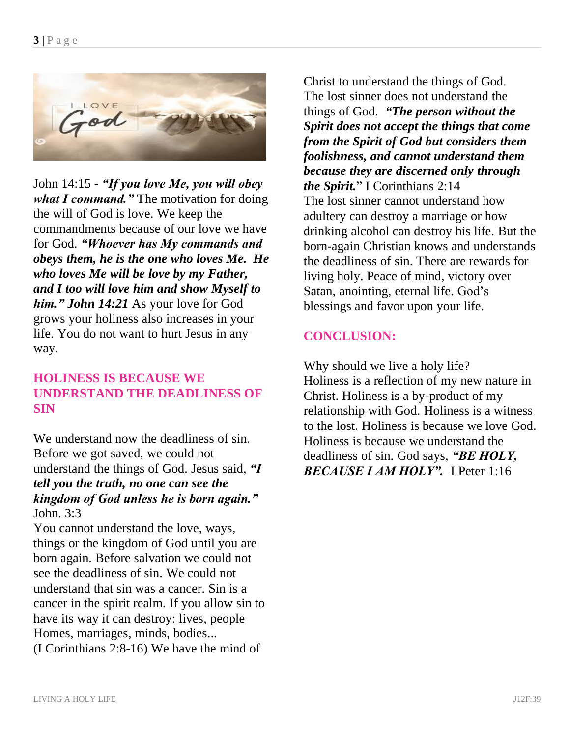John 14:15 - ***"If you love Me, you will obey what I command."*** The motivation for doing the will of God is love. We keep the commandments because of our love we have for God. ***"Whoever has My commands and obeys them, he is the one who loves Me. He who loves Me will be love by my Father, and I too will love him and show Myself to him." John 14:21*** As your love for God grows your holiness also increases in your life. You do not want to hurt Jesus in any way.

## HOLINESS IS BECAUSE WE UNDERSTAND THE DEADLINESS OF SIN

We understand now the deadliness of sin. Before we got saved, we could not understand the things of God. Jesus said, ***"I tell you the truth, no one can see the kingdom of God unless he is born again."*** John. 3:3

You cannot understand the love, ways, things or the kingdom of God until you are born again. Before salvation we could not see the deadliness of sin. We could not understand that sin was a cancer. Sin is a cancer in the spirit realm. If you allow sin to have its way it can destroy: lives, people Homes, marriages, minds, bodies...

(I Corinthians 2:8-16) We have the mind of Christ to understand the things of God. The lost sinner does not understand the things of God. ***"The person without the Spirit does not accept the things that come from the Spirit of God but considers them foolishness, and cannot understand them because they are discerned only through the Spirit.***" I Corinthians 2:14

The lost sinner cannot understand how adultery can destroy a marriage or how drinking alcohol can destroy his life. But the born-again Christian knows and understands the deadliness of sin. There are rewards for living holy. Peace of mind, victory over Satan, anointing, eternal life. God's blessings and favor upon your life.

## CONCLUSION:

Why should we live a holy life?

Holiness is a reflection of my new nature in Christ. Holiness is a by-product of my relationship with God. Holiness is a witness to the lost. Holiness is because we love God. Holiness is because we understand the deadliness of sin. God says, ***"BE HOLY, BECAUSE I AM HOLY".*** I Peter 1:16